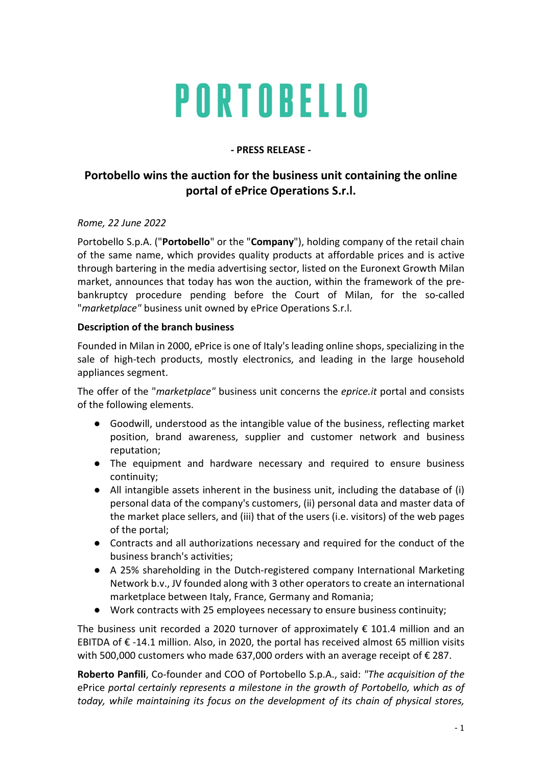# PORTOBELLO

**- PRESS RELEASE -**

## Portobello wins the auction for the business unit containing the online portal of ePrice Operations S.r.l.

*Rome, 22 June 2022*

Portobello S.p.A. ("**Portobello**" or the "**Company**"), holding company of the retail chain of the same name, which provides quality products at affordable prices and is active through bartering in the media advertising sector, listed on the Euronext Growth Milan market, announces that today has won the auction, within the framework of the pre-bankruptcy procedure pending before the Court of Milan, for the so-called "*marketplace"* business unit owned by ePrice Operations S.r.l.

**Description of the branch business**

Founded in Milan in 2000, ePrice is one of Italy's leading online shops, specializing in the sale of high-tech products, mostly electronics, and leading in the large household appliances segment.

The offer of the "*marketplace"* business unit concerns the *eprice.it* portal and consists of the following elements.

- Goodwill, understood as the intangible value of the business, reflecting market position, brand awareness, supplier and customer network and business reputation;
- The equipment and hardware necessary and required to ensure business continuity;
- All intangible assets inherent in the business unit, including the database of (i) personal data of the company's customers, (ii) personal data and master data of the market place sellers, and (iii) that of the users (i.e. visitors) of the web pages of the portal;
- Contracts and all authorizations necessary and required for the conduct of the business branch's activities;
- A 25% shareholding in the Dutch-registered company International Marketing Network b.v., JV founded along with 3 other operators to create an international marketplace between Italy, France, Germany and Romania;
- Work contracts with 25 employees necessary to ensure business continuity;

The business unit recorded a 2020 turnover of approximately € 101.4 million and an EBITDA of € -14.1 million. Also, in 2020, the portal has received almost 65 million visits with 500,000 customers who made 637,000 orders with an average receipt of € 287.

**Roberto Panfili**, Co-founder and COO of Portobello S.p.A., said: *"The acquisition of the* ePrice *portal certainly represents a milestone in the growth of Portobello, which as of today, while maintaining its focus on the development of its chain of physical stores,*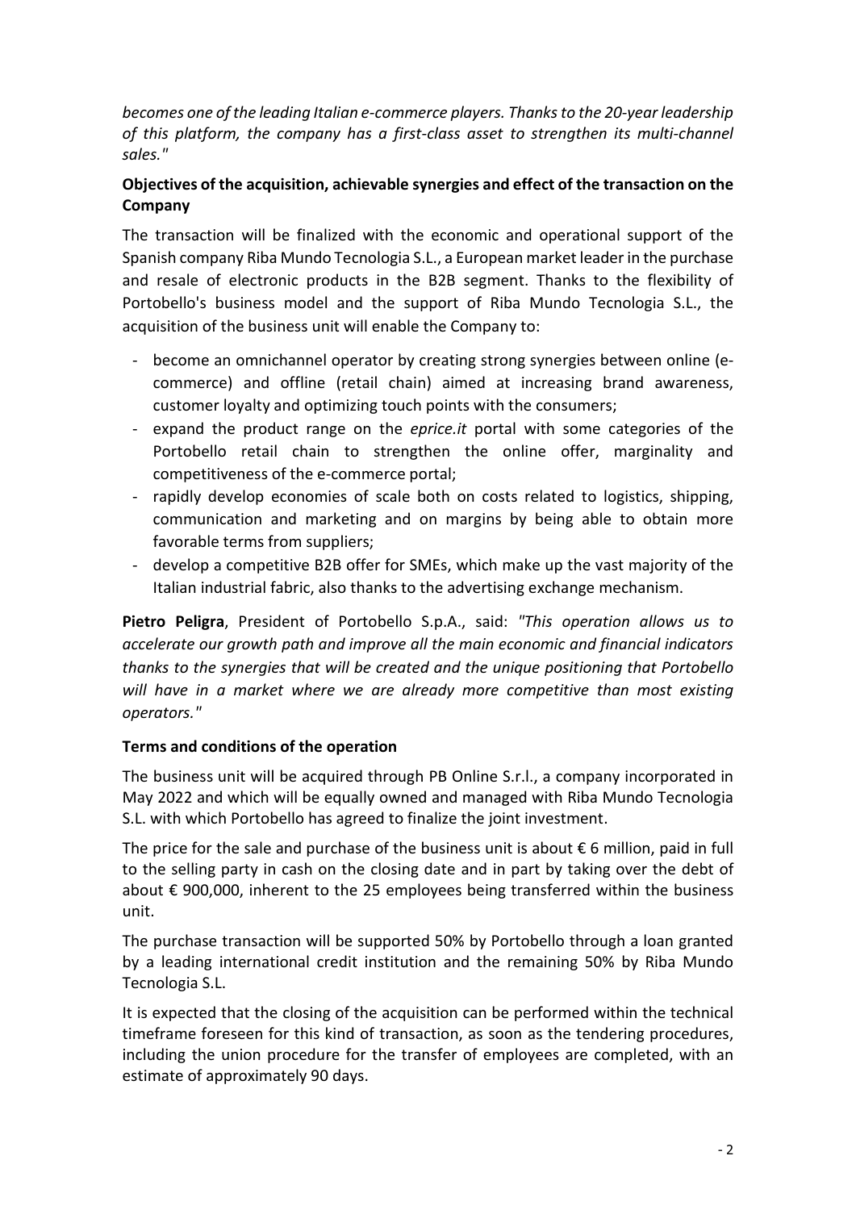*becomes one of the leading Italian e-commerce players. Thanks to the 20-year leadership of this platform, the company has a first-class asset to strengthen its multi-channel sales."*

**Objectives of the acquisition, achievable synergies and effect of the transaction on the Company**

The transaction will be finalized with the economic and operational support of the Spanish company Riba Mundo Tecnologia S.L., a European market leader in the purchase and resale of electronic products in the B2B segment. Thanks to the flexibility of Portobello's business model and the support of Riba Mundo Tecnologia S.L., the acquisition of the business unit will enable the Company to:

- become an omnichannel operator by creating strong synergies between online (e-commerce) and offline (retail chain) aimed at increasing brand awareness, customer loyalty and optimizing touch points with the consumers;
- expand the product range on the *eprice.it* portal with some categories of the Portobello retail chain to strengthen the online offer, marginality and competitiveness of the e-commerce portal;
- rapidly develop economies of scale both on costs related to logistics, shipping, communication and marketing and on margins by being able to obtain more favorable terms from suppliers;
- develop a competitive B2B offer for SMEs, which make up the vast majority of the Italian industrial fabric, also thanks to the advertising exchange mechanism.

**Pietro Peligra**, President of Portobello S.p.A., said: *"This operation allows us to accelerate our growth path and improve all the main economic and financial indicators thanks to the synergies that will be created and the unique positioning that Portobello will have in a market where we are already more competitive than most existing operators."*

**Terms and conditions of the operation**

The business unit will be acquired through PB Online S.r.l., a company incorporated in May 2022 and which will be equally owned and managed with Riba Mundo Tecnologia S.L. with which Portobello has agreed to finalize the joint investment.

The price for the sale and purchase of the business unit is about € 6 million, paid in full to the selling party in cash on the closing date and in part by taking over the debt of about € 900,000, inherent to the 25 employees being transferred within the business unit.

The purchase transaction will be supported 50% by Portobello through a loan granted by a leading international credit institution and the remaining 50% by Riba Mundo Tecnologia S.L.

It is expected that the closing of the acquisition can be performed within the technical timeframe foreseen for this kind of transaction, as soon as the tendering procedures, including the union procedure for the transfer of employees are completed, with an estimate of approximately 90 days.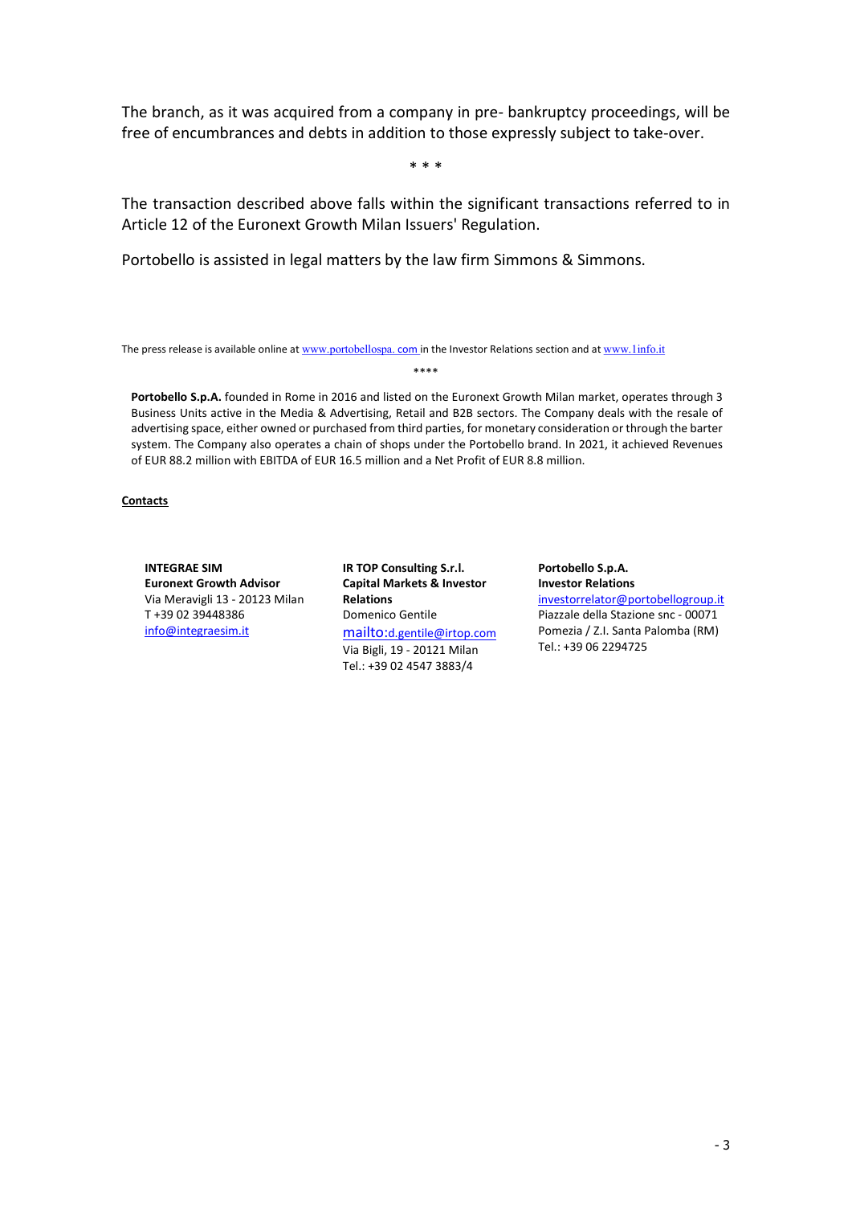The branch, as it was acquired from a company in pre- bankruptcy proceedings, will be free of encumbrances and debts in addition to those expressly subject to take-over.

\* \* \*

The transaction described above falls within the significant transactions referred to in Article 12 of the Euronext Growth Milan Issuers' Regulation.

Portobello is assisted in legal matters by the law firm Simmons & Simmons.

The press release is available online at www.portobellospa. com in the Investor Relations section and at www.1info.it

\*\*\*\*

**Portobello S.p.A.** founded in Rome in 2016 and listed on the Euronext Growth Milan market, operates through 3 Business Units active in the Media & Advertising, Retail and B2B sectors. The Company deals with the resale of advertising space, either owned or purchased from third parties, for monetary consideration or through the barter system. The Company also operates a chain of shops under the Portobello brand. In 2021, it achieved Revenues of EUR 88.2 million with EBITDA of EUR 16.5 million and a Net Profit of EUR 8.8 million.

**Contacts**

**INTEGRAE SIM**
**Euronext Growth Advisor**
Via Meravigli 13 - 20123 Milan
T +39 02 39448386
info@integraesim.it

**IR TOP Consulting S.r.l.**
**Capital Markets & Investor Relations**
Domenico Gentile
mailto:d.gentile@irtop.com
Via Bigli, 19 - 20121 Milan
Tel.: +39 02 4547 3883/4

**Portobello S.p.A.**
**Investor Relations**
investorrelator@portobellogroup.it
Piazzale della Stazione snc - 00071 Pomezia / Z.I. Santa Palomba (RM)
Tel.: +39 06 2294725